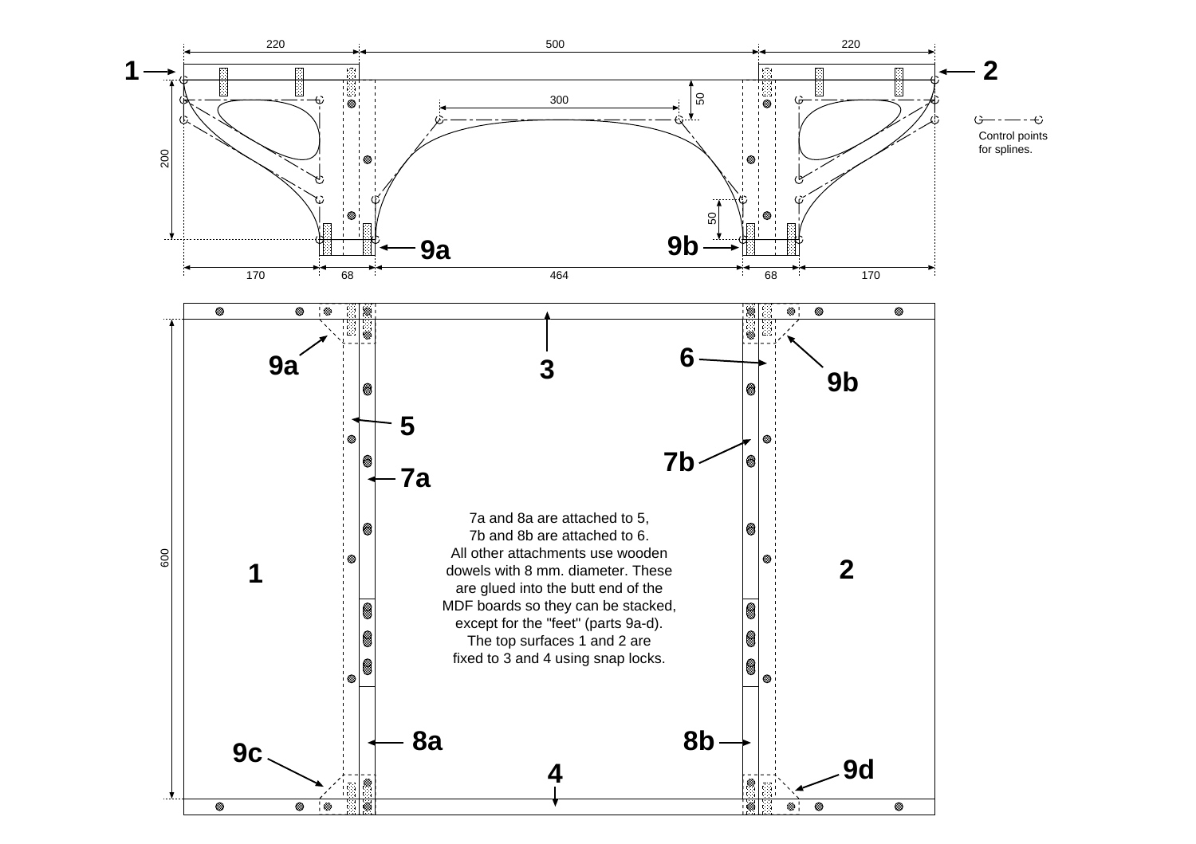220 500 220

1 2

50

300

Control points for splines.

200

50

9a 9b

170 68 464 68 170

3

9a 6 9b

5

7b

7a

7a and 8a are attached to 5,
7b and 8b are attached to 6.
All other attachments use wooden dowels with 8 mm. diameter. These are glued into the butt end of the MDF boards so they can be stacked, except for the "feet" (parts 9a-d).
The top surfaces 1 and 2 are fixed to 3 and 4 using snap locks.

600

1 2

8a 8b

9c 4 9d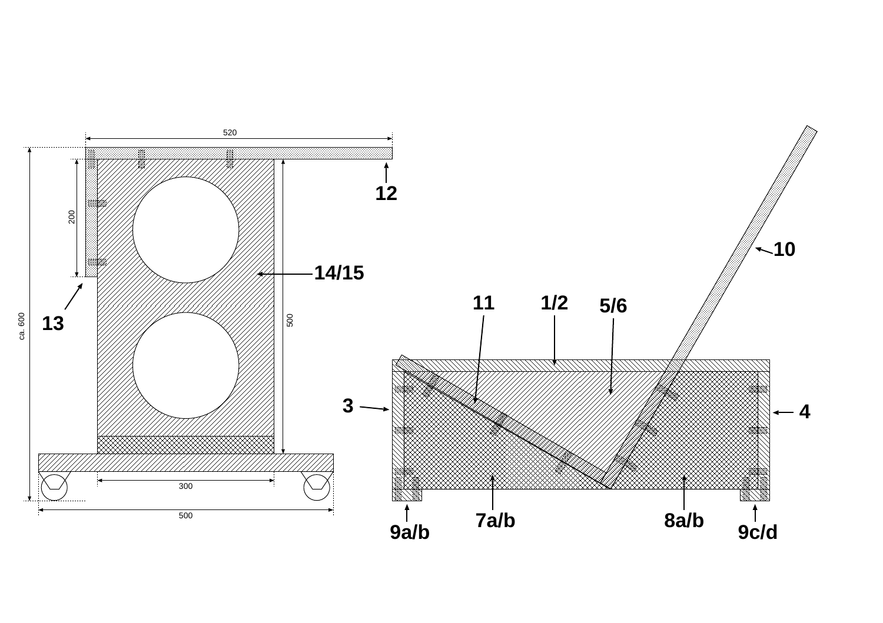520

12

200

14/15

10

13

ca. 600

500

11

1/2

5/6

3

4

300

500

7a/b

8a/b

9a/b

9c/d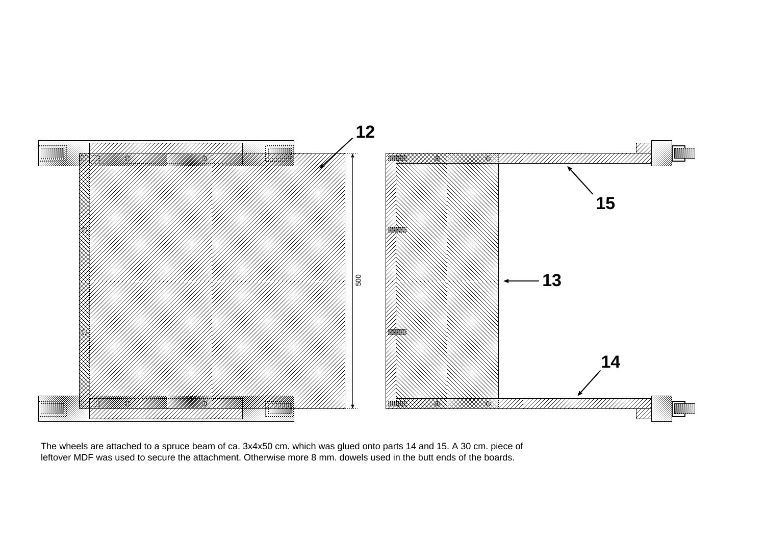12

15

500

13

14

The wheels are attached to a spruce beam of ca. 3x4x50 cm. which was glued onto parts 14 and 15. A 30 cm. piece of leftover MDF was used to secure the attachment. Otherwise more 8 mm. dowels used in the butt ends of the boards.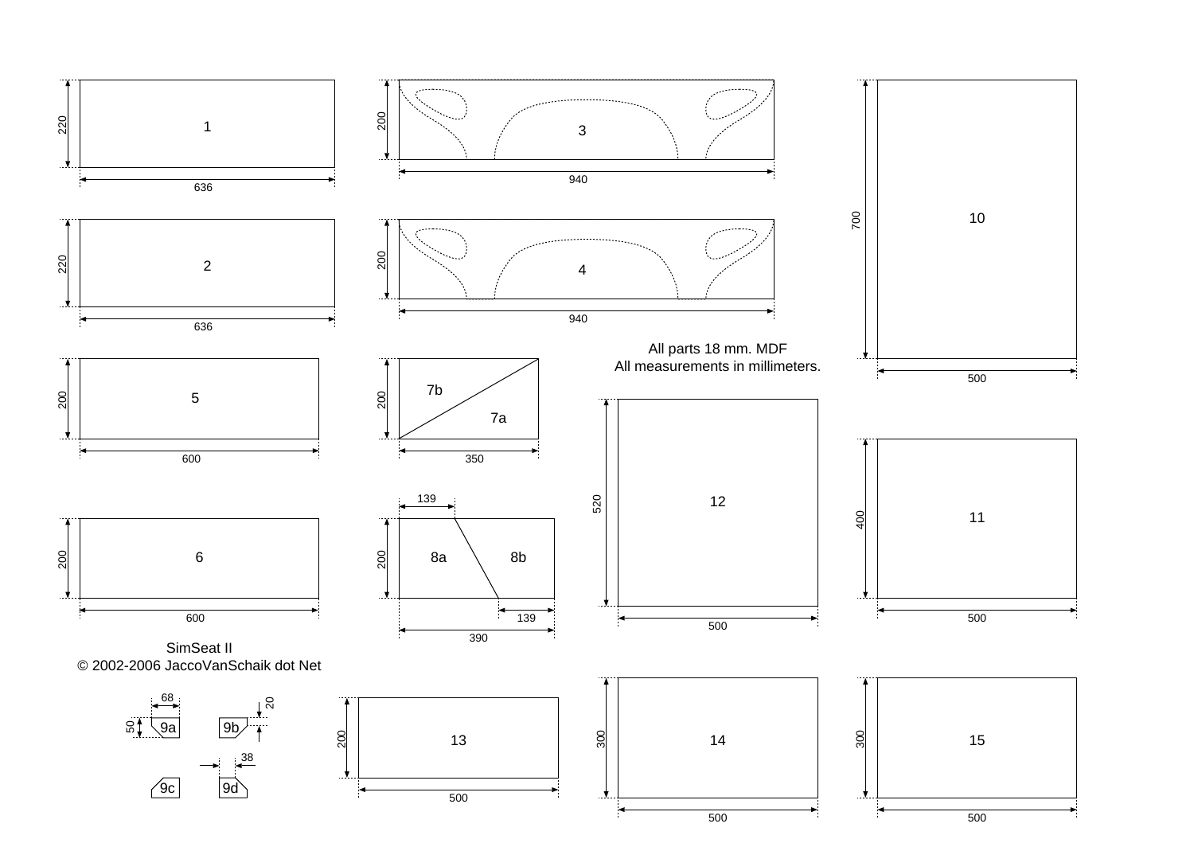All parts 18 mm. MDF
All measurements in millimeters.

SimSeat II
© 2002-2006 JaccoVanSchaik dot Net

1
220
636

2
220
636

3
200
940

4
200
940

5
200
600

6
200
600

7b
7a
200
350

139
8a
8b
200
139
390

9a
9b
9c
9d
68
50
20
38

10
700
500

11
400
500

12
520
500

13
200
500

14
300
500

15
300
500